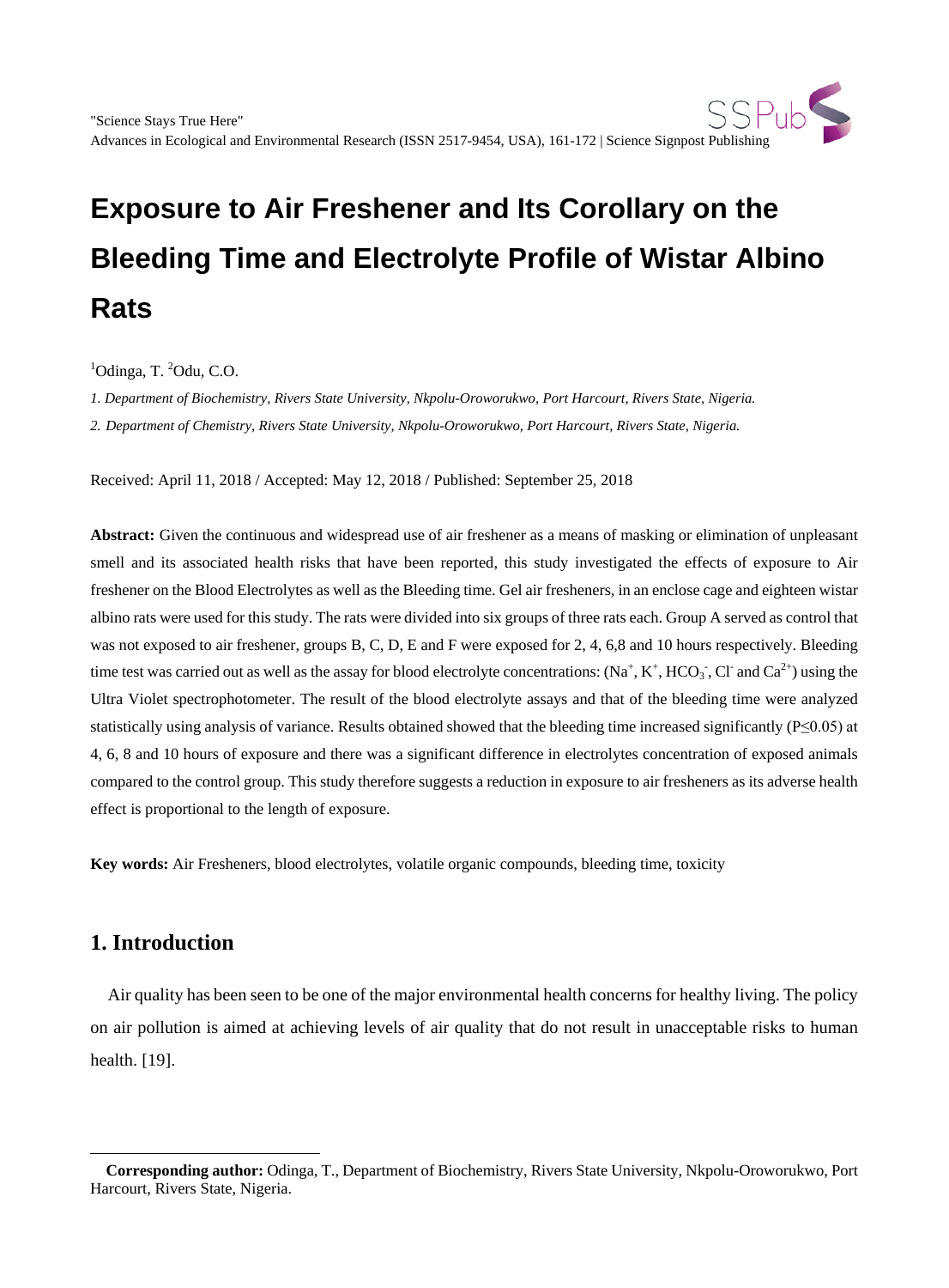# Exposure to Air Freshener and Its Corollary on the Bleeding Time and Electrolyte Profile of Wistar Albino Rats

[1]Odinga, T. [2]Odu, C.O.

*1. Department of Biochemistry, Rivers State University, Nkpolu-Oroworukwo, Port Harcourt, Rivers State, Nigeria.*

*2. Department of Chemistry, Rivers State University, Nkpolu-Oroworukwo, Port Harcourt, Rivers State, Nigeria.*

Received: April 11, 2018 / Accepted: May 12, 2018 / Published: September 25, 2018

**Abstract:** Given the continuous and widespread use of air freshener as a means of masking or elimination of unpleasant smell and its associated health risks that have been reported, this study investigated the effects of exposure to Air freshener on the Blood Electrolytes as well as the Bleeding time. Gel air fresheners, in an enclose cage and eighteen wistar albino rats were used for this study. The rats were divided into six groups of three rats each. Group A served as control that was not exposed to air freshener, groups B, C, D, E and F were exposed for 2, 4, 6,8 and 10 hours respectively. Bleeding time test was carried out as well as the assay for blood electrolyte concentrations: ($Na^{+}$, $K^{+}$, $HCO_3^{-}$, $Cl^{-}$ and $Ca^{2+}$) using the Ultra Violet spectrophotometer. The result of the blood electrolyte assays and that of the bleeding time were analyzed statistically using analysis of variance. Results obtained showed that the bleeding time increased significantly ($P \leq 0.05$) at 4, 6, 8 and 10 hours of exposure and there was a significant difference in electrolytes concentration of exposed animals compared to the control group. This study therefore suggests a reduction in exposure to air fresheners as its adverse health effect is proportional to the length of exposure.

**Key words:** Air Fresheners, blood electrolytes, volatile organic compounds, bleeding time, toxicity

## 1. Introduction

Air quality has been seen to be one of the major environmental health concerns for healthy living. The policy on air pollution is aimed at achieving levels of air quality that do not result in unacceptable risks to human health. [19].

**Corresponding author:** Odinga, T., Department of Biochemistry, Rivers State University, Nkpolu-Oroworukwo, Port Harcourt, Rivers State, Nigeria.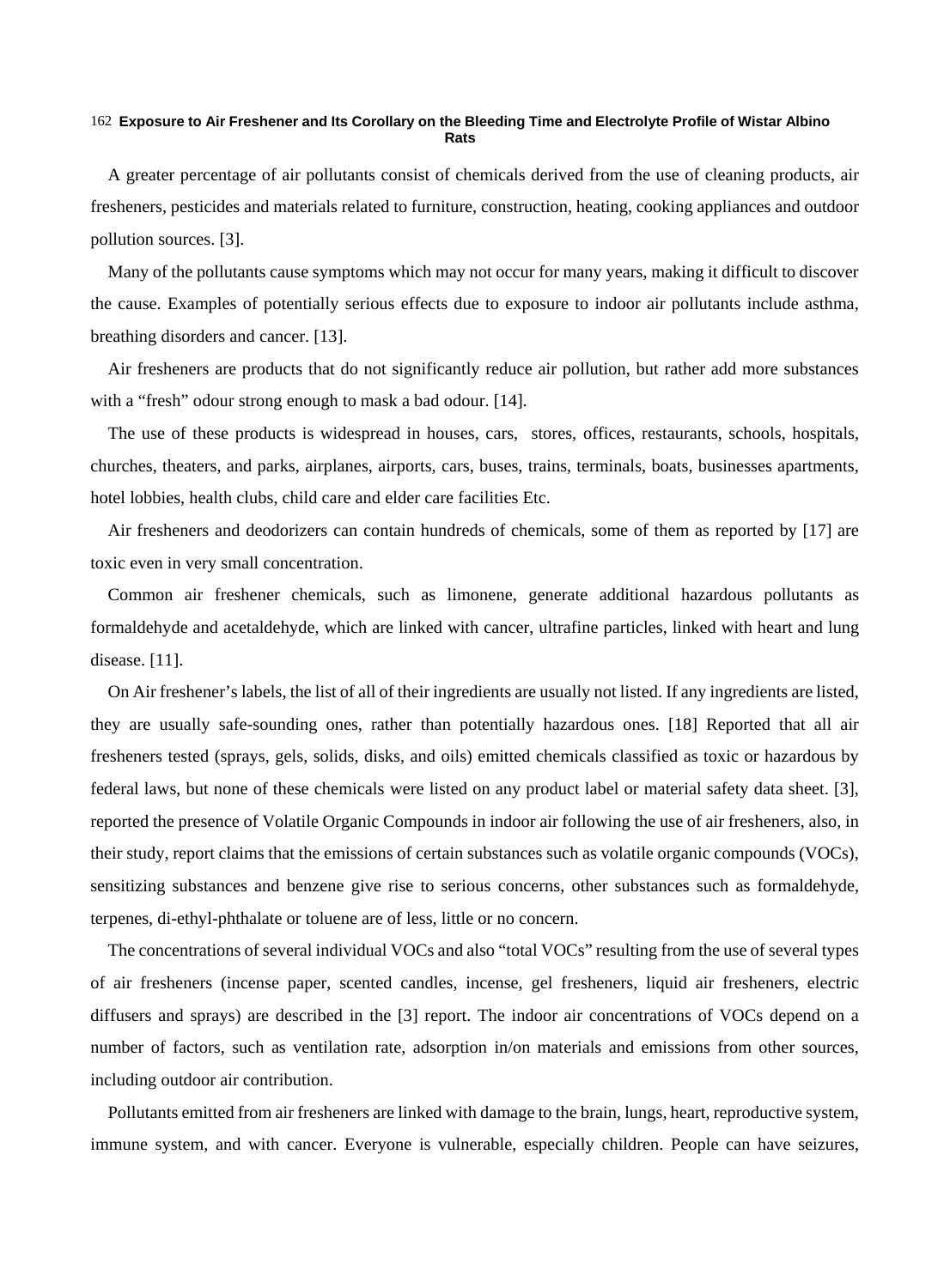A greater percentage of air pollutants consist of chemicals derived from the use of cleaning products, air fresheners, pesticides and materials related to furniture, construction, heating, cooking appliances and outdoor pollution sources. [3].

Many of the pollutants cause symptoms which may not occur for many years, making it difficult to discover the cause. Examples of potentially serious effects due to exposure to indoor air pollutants include asthma, breathing disorders and cancer. [13].

Air fresheners are products that do not significantly reduce air pollution, but rather add more substances with a "fresh" odour strong enough to mask a bad odour. [14].

The use of these products is widespread in houses, cars, stores, offices, restaurants, schools, hospitals, churches, theaters, and parks, airplanes, airports, cars, buses, trains, terminals, boats, businesses apartments, hotel lobbies, health clubs, child care and elder care facilities Etc.

Air fresheners and deodorizers can contain hundreds of chemicals, some of them as reported by [17] are toxic even in very small concentration.

Common air freshener chemicals, such as limonene, generate additional hazardous pollutants as formaldehyde and acetaldehyde, which are linked with cancer, ultrafine particles, linked with heart and lung disease. [11].

On Air freshener's labels, the list of all of their ingredients are usually not listed. If any ingredients are listed, they are usually safe-sounding ones, rather than potentially hazardous ones. [18] Reported that all air fresheners tested (sprays, gels, solids, disks, and oils) emitted chemicals classified as toxic or hazardous by federal laws, but none of these chemicals were listed on any product label or material safety data sheet. [3], reported the presence of Volatile Organic Compounds in indoor air following the use of air fresheners, also, in their study, report claims that the emissions of certain substances such as volatile organic compounds (VOCs), sensitizing substances and benzene give rise to serious concerns, other substances such as formaldehyde, terpenes, di-ethyl-phthalate or toluene are of less, little or no concern.

The concentrations of several individual VOCs and also "total VOCs" resulting from the use of several types of air fresheners (incense paper, scented candles, incense, gel fresheners, liquid air fresheners, electric diffusers and sprays) are described in the [3] report. The indoor air concentrations of VOCs depend on a number of factors, such as ventilation rate, adsorption in/on materials and emissions from other sources, including outdoor air contribution.

Pollutants emitted from air fresheners are linked with damage to the brain, lungs, heart, reproductive system, immune system, and with cancer. Everyone is vulnerable, especially children. People can have seizures,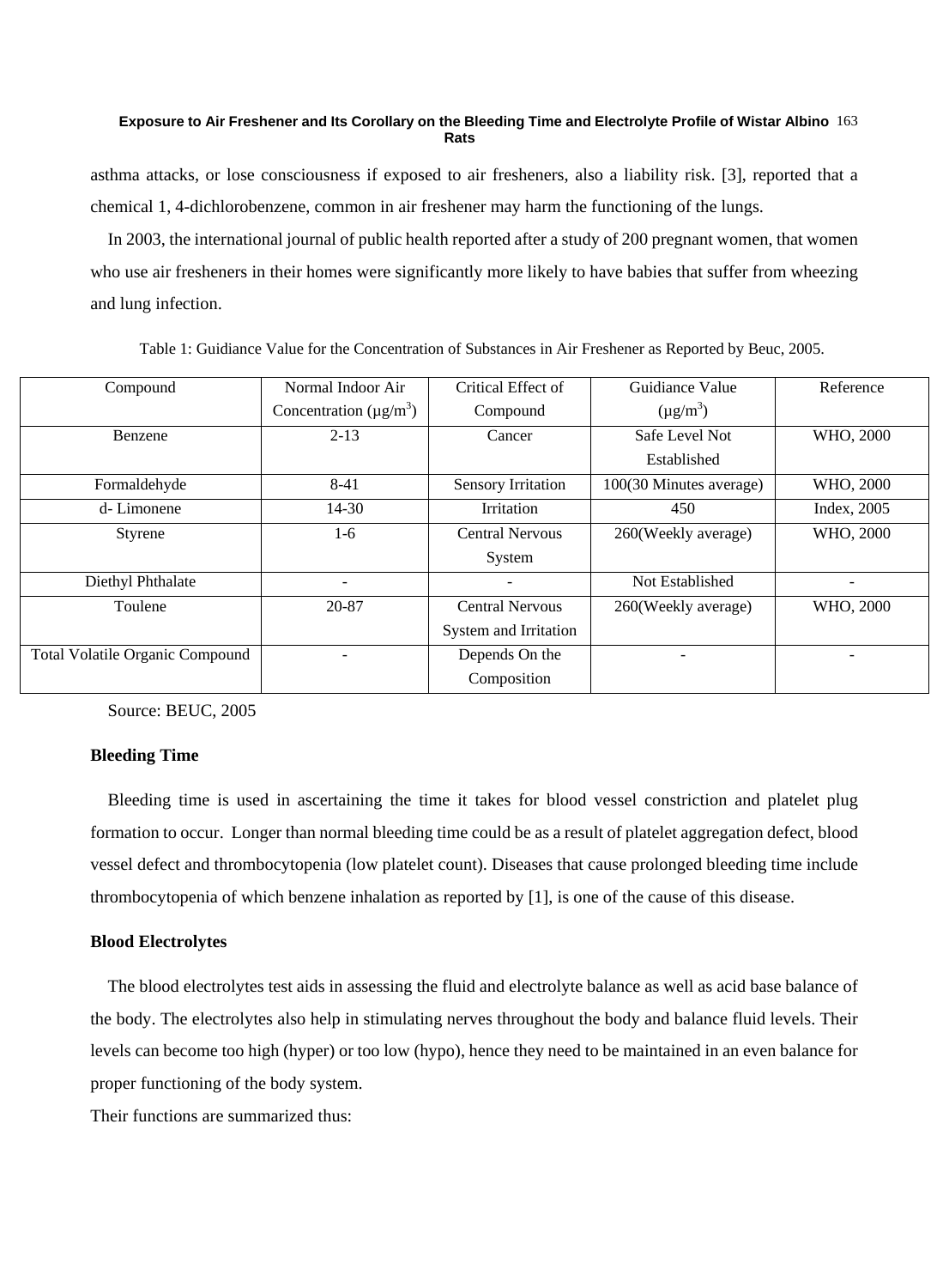asthma attacks, or lose consciousness if exposed to air fresheners, also a liability risk. [3], reported that a chemical 1, 4-dichlorobenzene, common in air freshener may harm the functioning of the lungs.

In 2003, the international journal of public health reported after a study of 200 pregnant women, that women who use air fresheners in their homes were significantly more likely to have babies that suffer from wheezing and lung infection.

Table 1: Guidiance Value for the Concentration of Substances in Air Freshener as Reported by Beuc, 2005.

| Compound | Normal Indoor Air Concentration ($\mu g/m^3$) | Critical Effect of Compound | Guidiance Value ($\mu g/m^3$) | Reference |
|---|---|---|---|---|
| Benzene | 2-13 | Cancer | Safe Level Not Established | WHO, 2000 |
| Formaldehyde | 8-41 | Sensory Irritation | 100(30 Minutes average) | WHO, 2000 |
| d- Limonene | 14-30 | Irritation | 450 | Index, 2005 |
| Styrene | 1-6 | Central Nervous System | 260(Weekly average) | WHO, 2000 |
| Diethyl Phthalate | - | - | Not Established | - |
| Toulene | 20-87 | Central Nervous System and Irritation | 260(Weekly average) | WHO, 2000 |
| Total Volatile Organic Compound | - | Depends On the Composition | - | - |

Source: BEUC, 2005

### Bleeding Time

Bleeding time is used in ascertaining the time it takes for blood vessel constriction and platelet plug formation to occur. Longer than normal bleeding time could be as a result of platelet aggregation defect, blood vessel defect and thrombocytopenia (low platelet count). Diseases that cause prolonged bleeding time include thrombocytopenia of which benzene inhalation as reported by [1], is one of the cause of this disease.

### Blood Electrolytes

The blood electrolytes test aids in assessing the fluid and electrolyte balance as well as acid base balance of the body. The electrolytes also help in stimulating nerves throughout the body and balance fluid levels. Their levels can become too high (hyper) or too low (hypo), hence they need to be maintained in an even balance for proper functioning of the body system.

Their functions are summarized thus: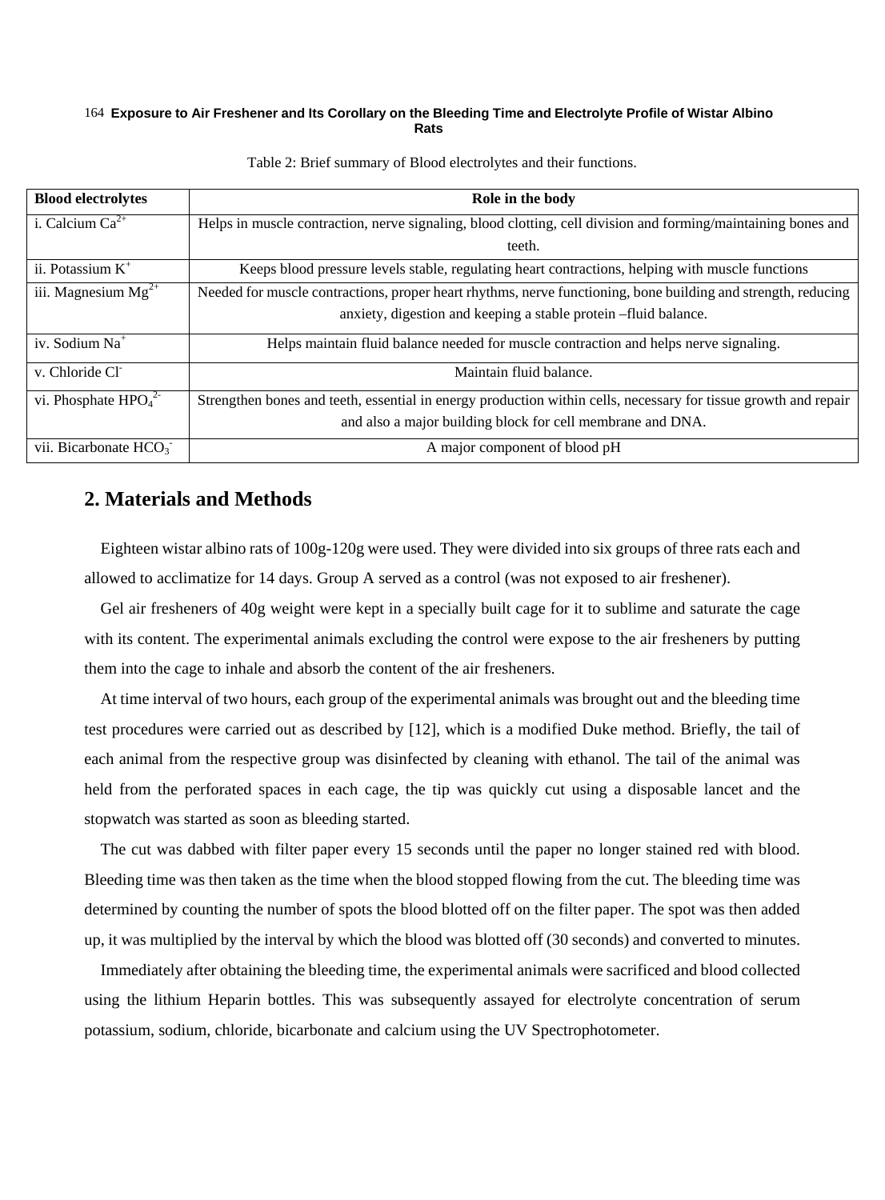Table 2: Brief summary of Blood electrolytes and their functions.

| Blood electrolytes | Role in the body |
| --- | --- |
| i. Calcium $Ca^{2+}$ | Helps in muscle contraction, nerve signaling, blood clotting, cell division and forming/maintaining bones and teeth. |
| ii. Potassium $K^{+}$ | Keeps blood pressure levels stable, regulating heart contractions, helping with muscle functions |
| iii. Magnesium $Mg^{2+}$ | Needed for muscle contractions, proper heart rhythms, nerve functioning, bone building and strength, reducing anxiety, digestion and keeping a stable protein –fluid balance. |
| iv. Sodium $Na^{+}$ | Helps maintain fluid balance needed for muscle contraction and helps nerve signaling. |
| v. Chloride $Cl^{-}$ | Maintain fluid balance. |
| vi. Phosphate $HPO_4^{2-}$ | Strengthen bones and teeth, essential in energy production within cells, necessary for tissue growth and repair and also a major building block for cell membrane and DNA. |
| vii. Bicarbonate $HCO_3^{-}$ | A major component of blood pH |

## 2. Materials and Methods

Eighteen wistar albino rats of 100g-120g were used. They were divided into six groups of three rats each and allowed to acclimatize for 14 days. Group A served as a control (was not exposed to air freshener).

Gel air fresheners of 40g weight were kept in a specially built cage for it to sublime and saturate the cage with its content. The experimental animals excluding the control were expose to the air fresheners by putting them into the cage to inhale and absorb the content of the air fresheners.

At time interval of two hours, each group of the experimental animals was brought out and the bleeding time test procedures were carried out as described by [12], which is a modified Duke method. Briefly, the tail of each animal from the respective group was disinfected by cleaning with ethanol. The tail of the animal was held from the perforated spaces in each cage, the tip was quickly cut using a disposable lancet and the stopwatch was started as soon as bleeding started.

The cut was dabbed with filter paper every 15 seconds until the paper no longer stained red with blood. Bleeding time was then taken as the time when the blood stopped flowing from the cut. The bleeding time was determined by counting the number of spots the blood blotted off on the filter paper. The spot was then added up, it was multiplied by the interval by which the blood was blotted off (30 seconds) and converted to minutes.

Immediately after obtaining the bleeding time, the experimental animals were sacrificed and blood collected using the lithium Heparin bottles. This was subsequently assayed for electrolyte concentration of serum potassium, sodium, chloride, bicarbonate and calcium using the UV Spectrophotometer.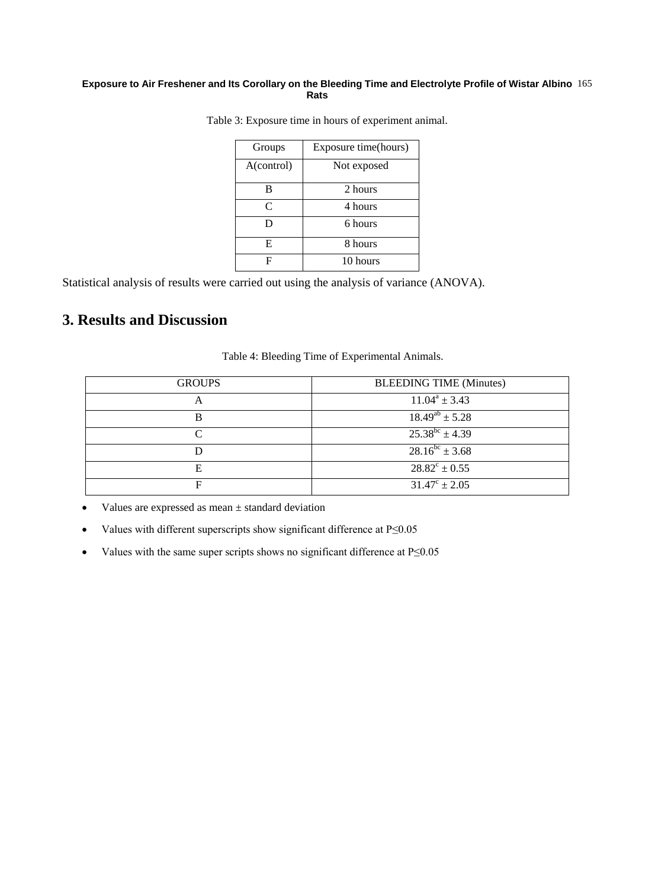Table 3: Exposure time in hours of experiment animal.

| Groups | Exposure time(hours) |
|---|---|
| A(control) | Not exposed |
| B | 2 hours |
| C | 4 hours |
| D | 6 hours |
| E | 8 hours |
| F | 10 hours |

Statistical analysis of results were carried out using the analysis of variance (ANOVA).

## 3. Results and Discussion

Table 4: Bleeding Time of Experimental Animals.

| GROUPS | BLEEDING TIME (Minutes) |
|---|---|
| A | $11.04^{a} \pm 3.43$ |
| B | $18.49^{ab} \pm 5.28$ |
| C | $25.38^{bc} \pm 4.39$ |
| D | $28.16^{bc} \pm 3.68$ |
| E | $28.82^{c} \pm 0.55$ |
| F | $31.47^{c} \pm 2.05$ |

- Values are expressed as mean ± standard deviation
- Values with different superscripts show significant difference at $P \leq 0.05$
- Values with the same super scripts shows no significant difference at $P \leq 0.05$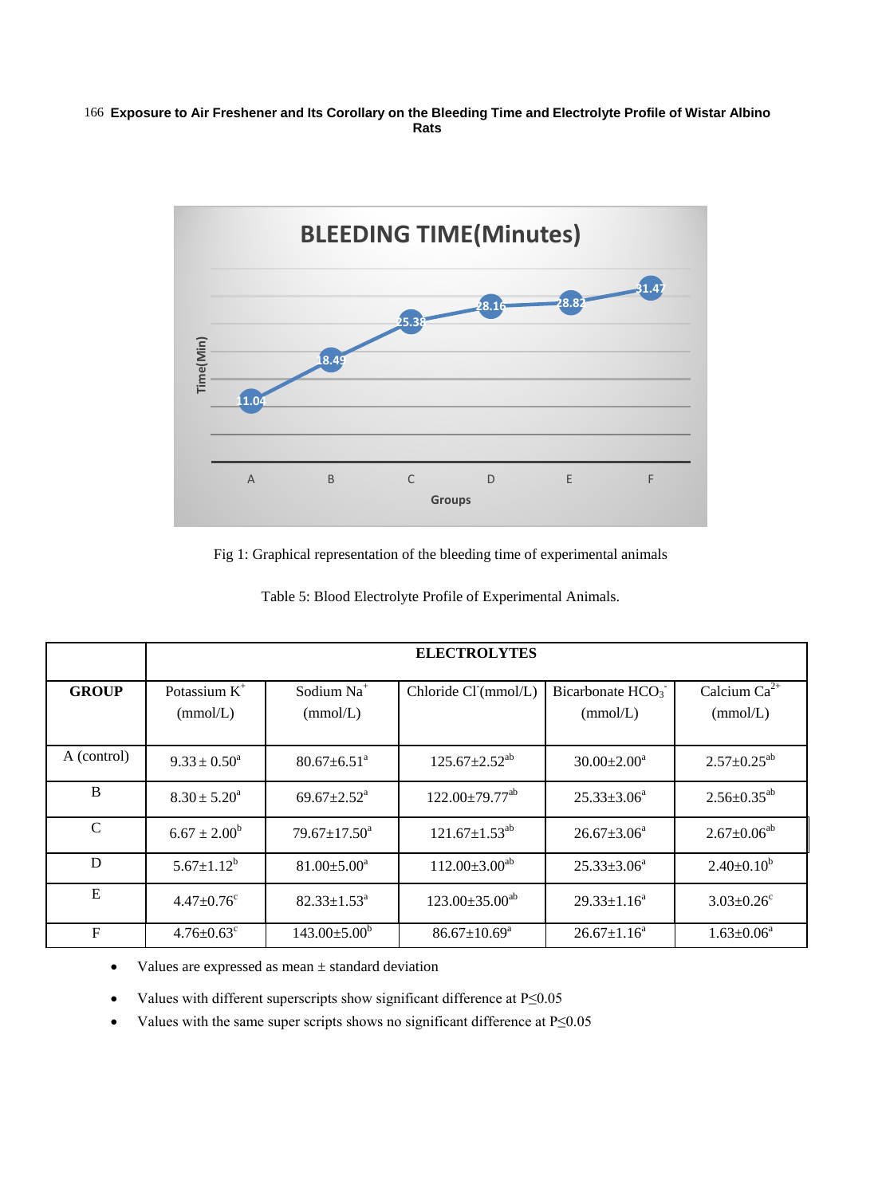Fig 1: Graphical representation of the bleeding time of experimental animals

Table 5: Blood Electrolyte Profile of Experimental Animals.

| | ELECTROLYTES | | | | |
|---|---|---|---|---|---|
| **GROUP** | Potassium $K^{+}$ (mmol/L) | Sodium $Na^{+}$ (mmol/L) | Chloride $Cl^{-}$(mmol/L) | Bicarbonate $HCO_3^{-}$ (mmol/L) | Calcium $Ca^{2+}$ (mmol/L) |
| A (control) | 9.33 ± 0.50[a] | 80.67±6.51[a] | 125.67±2.52[ab] | 30.00±2.00[a] | 2.57±0.25[ab] |
| B | 8.30 ± 5.20[a] | 69.67±2.52[a] | 122.00±79.77[ab] | 25.33±3.06[a] | 2.56±0.35[ab] |
| C | 6.67 ± 2.00[b] | 79.67±17.50[a] | 121.67±1.53[ab] | 26.67±3.06[a] | 2.67±0.06[ab] |
| D | 5.67±1.12[b] | 81.00±5.00[a] | 112.00±3.00[ab] | 25.33±3.06[a] | 2.40±0.10[b] |
| E | 4.47±0.76[c] | 82.33±1.53[a] | 123.00±35.00[ab] | 29.33±1.16[a] | 3.03±0.26[c] |
| F | 4.76±0.63[c] | 143.00±5.00[b] | 86.67±10.69[a] | 26.67±1.16[a] | 1.63±0.06[a] |

- Values are expressed as mean ± standard deviation
- Values with different superscripts show significant difference at $P \leq 0.05$
- Values with the same super scripts shows no significant difference at $P \leq 0.05$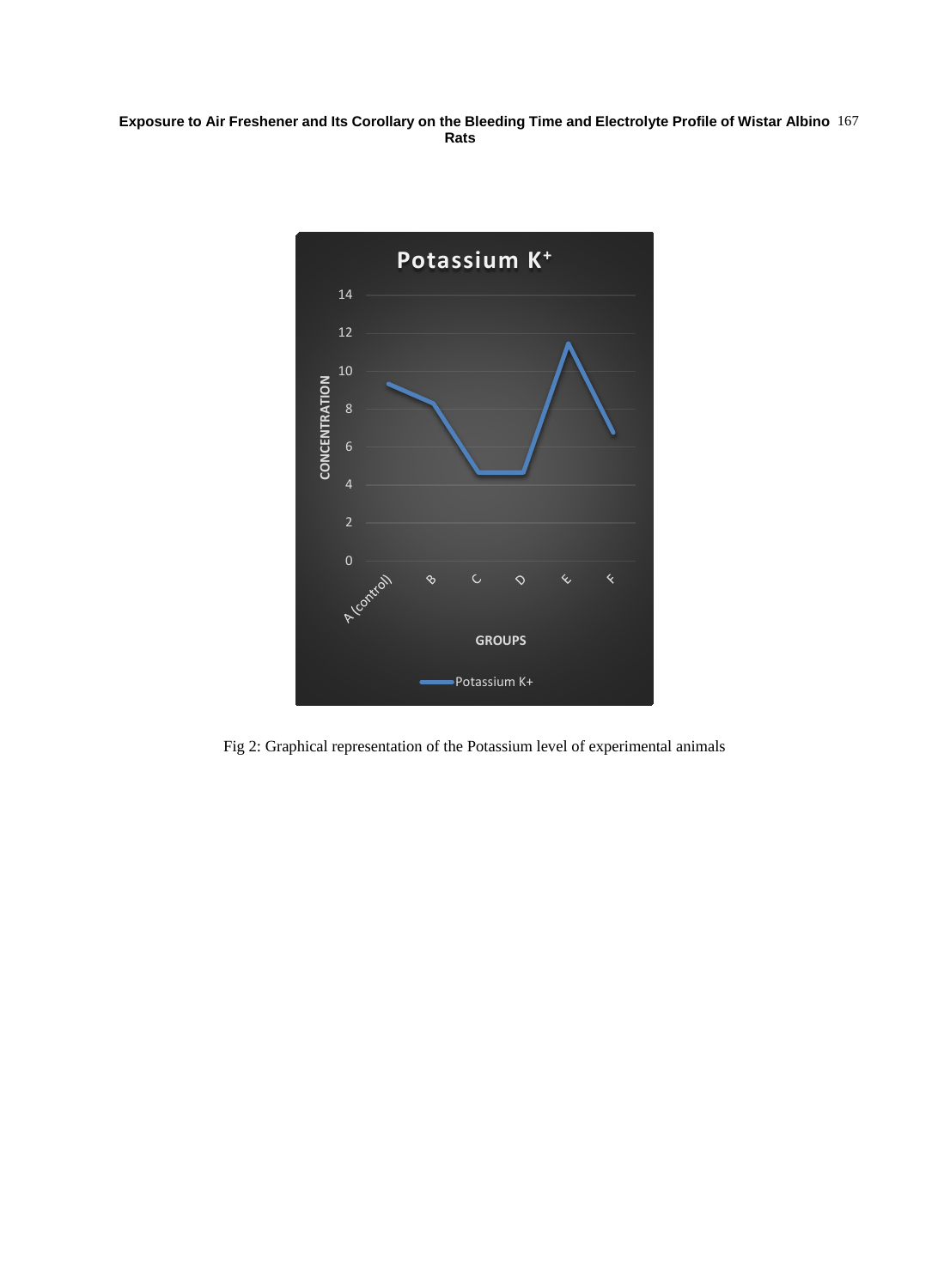Fig 2: Graphical representation of the Potassium level of experimental animals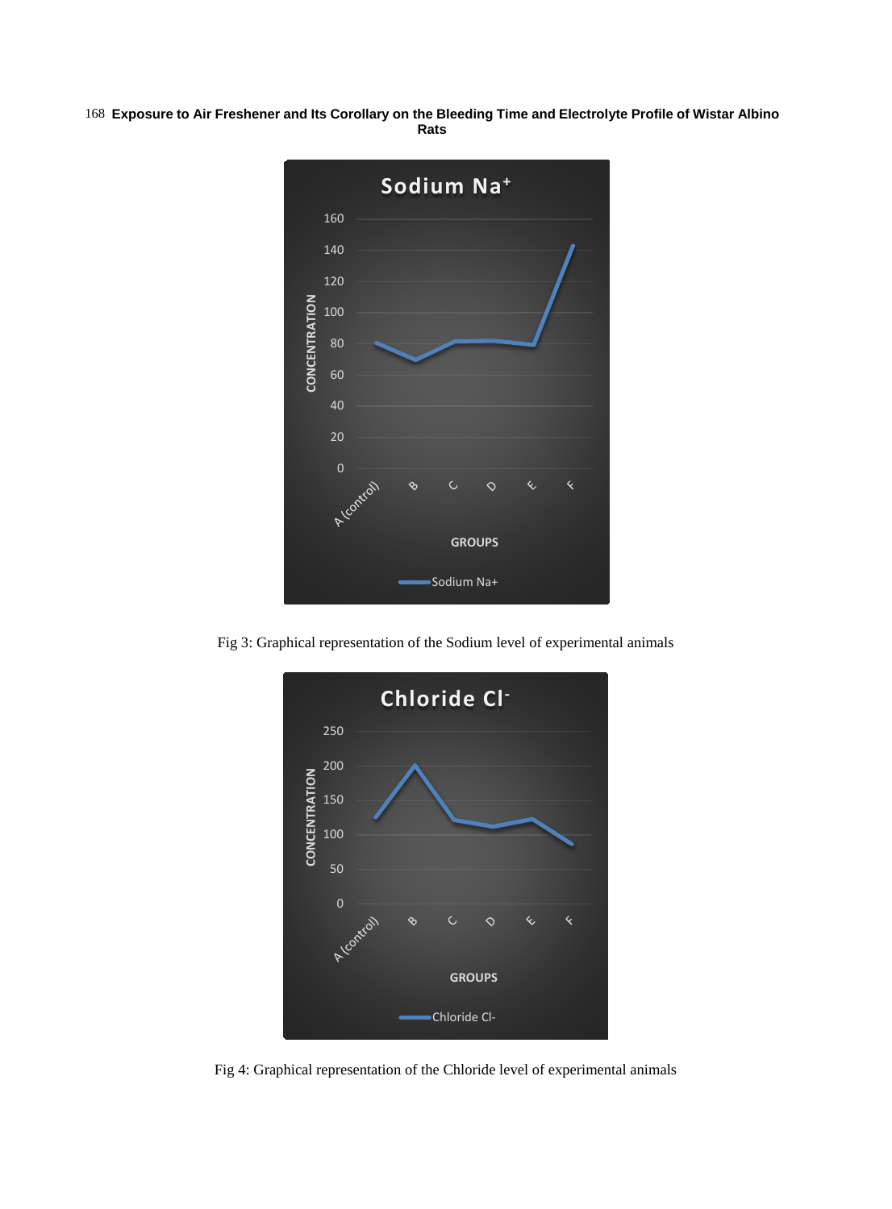Fig 3: Graphical representation of the Sodium level of experimental animals

Fig 4: Graphical representation of the Chloride level of experimental animals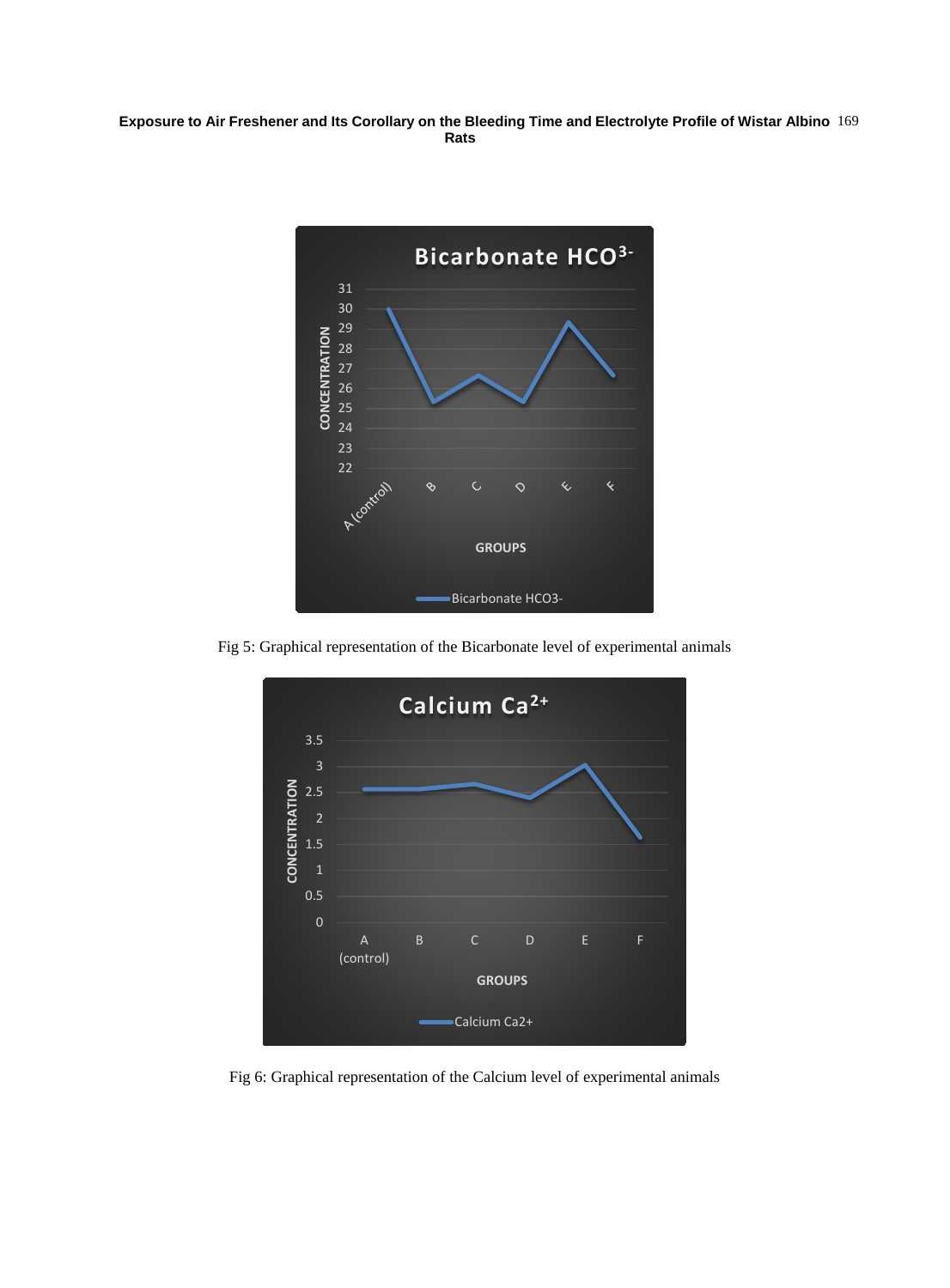Fig 5: Graphical representation of the Bicarbonate level of experimental animals

Fig 6: Graphical representation of the Calcium level of experimental animals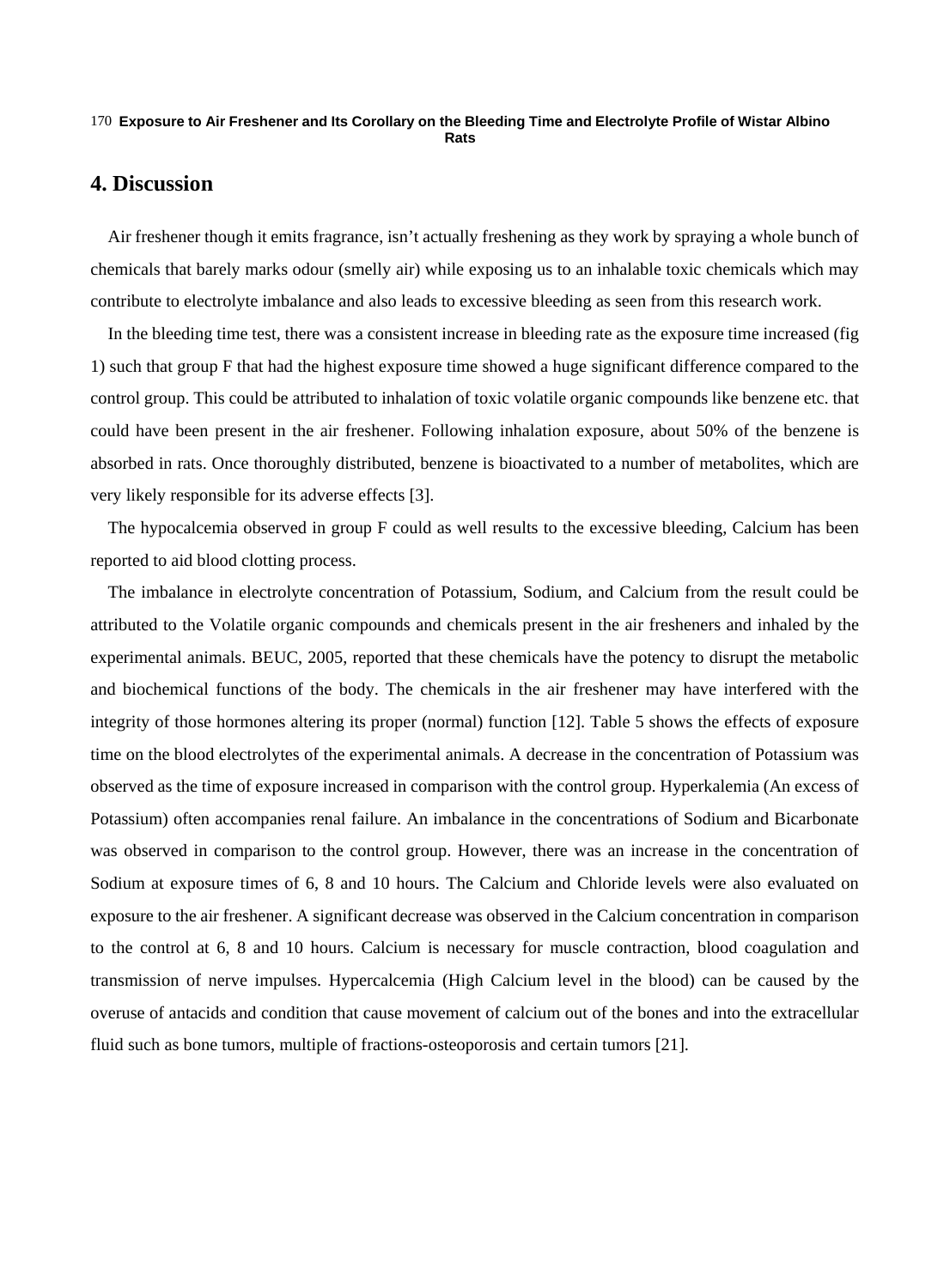## 4. Discussion

Air freshener though it emits fragrance, isn't actually freshening as they work by spraying a whole bunch of chemicals that barely marks odour (smelly air) while exposing us to an inhalable toxic chemicals which may contribute to electrolyte imbalance and also leads to excessive bleeding as seen from this research work.

In the bleeding time test, there was a consistent increase in bleeding rate as the exposure time increased (fig 1) such that group F that had the highest exposure time showed a huge significant difference compared to the control group. This could be attributed to inhalation of toxic volatile organic compounds like benzene etc. that could have been present in the air freshener. Following inhalation exposure, about 50% of the benzene is absorbed in rats. Once thoroughly distributed, benzene is bioactivated to a number of metabolites, which are very likely responsible for its adverse effects [3].

The hypocalcemia observed in group F could as well results to the excessive bleeding, Calcium has been reported to aid blood clotting process.

The imbalance in electrolyte concentration of Potassium, Sodium, and Calcium from the result could be attributed to the Volatile organic compounds and chemicals present in the air fresheners and inhaled by the experimental animals. BEUC, 2005, reported that these chemicals have the potency to disrupt the metabolic and biochemical functions of the body. The chemicals in the air freshener may have interfered with the integrity of those hormones altering its proper (normal) function [12]. Table 5 shows the effects of exposure time on the blood electrolytes of the experimental animals. A decrease in the concentration of Potassium was observed as the time of exposure increased in comparison with the control group. Hyperkalemia (An excess of Potassium) often accompanies renal failure. An imbalance in the concentrations of Sodium and Bicarbonate was observed in comparison to the control group. However, there was an increase in the concentration of Sodium at exposure times of 6, 8 and 10 hours. The Calcium and Chloride levels were also evaluated on exposure to the air freshener. A significant decrease was observed in the Calcium concentration in comparison to the control at 6, 8 and 10 hours. Calcium is necessary for muscle contraction, blood coagulation and transmission of nerve impulses. Hypercalcemia (High Calcium level in the blood) can be caused by the overuse of antacids and condition that cause movement of calcium out of the bones and into the extracellular fluid such as bone tumors, multiple of fractions-osteoporosis and certain tumors [21].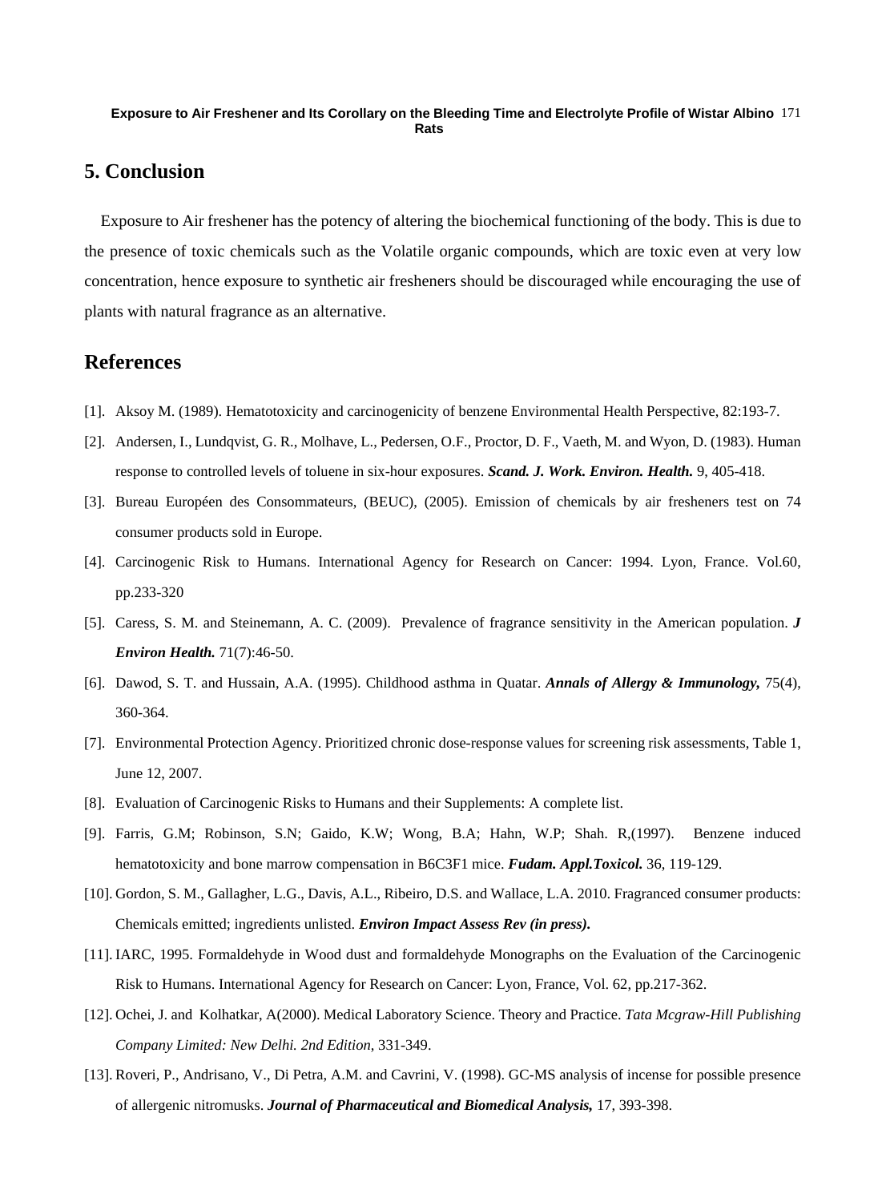## 5. Conclusion

Exposure to Air freshener has the potency of altering the biochemical functioning of the body. This is due to the presence of toxic chemicals such as the Volatile organic compounds, which are toxic even at very low concentration, hence exposure to synthetic air fresheners should be discouraged while encouraging the use of plants with natural fragrance as an alternative.

## References

[1]. Aksoy M. (1989). Hematotoxicity and carcinogenicity of benzene Environmental Health Perspective, 82:193-7.

[2]. Andersen, I., Lundqvist, G. R., Molhave, L., Pedersen, O.F., Proctor, D. F., Vaeth, M. and Wyon, D. (1983). Human response to controlled levels of toluene in six-hour exposures. ***Scand. J. Work. Environ. Health.*** 9, 405-418.

[3]. Bureau Européen des Consommateurs, (BEUC), (2005). Emission of chemicals by air fresheners test on 74 consumer products sold in Europe.

[4]. Carcinogenic Risk to Humans. International Agency for Research on Cancer: 1994. Lyon, France. Vol.60, pp.233-320

[5]. Caress, S. M. and Steinemann, A. C. (2009). Prevalence of fragrance sensitivity in the American population. ***J Environ Health.*** 71(7):46-50.

[6]. Dawod, S. T. and Hussain, A.A. (1995). Childhood asthma in Quatar. ***Annals of Allergy & Immunology,*** 75(4), 360-364.

[7]. Environmental Protection Agency. Prioritized chronic dose-response values for screening risk assessments, Table 1, June 12, 2007.

[8]. Evaluation of Carcinogenic Risks to Humans and their Supplements: A complete list.

[9]. Farris, G.M; Robinson, S.N; Gaido, K.W; Wong, B.A; Hahn, W.P; Shah. R,(1997). Benzene induced hematotoxicity and bone marrow compensation in B6C3F1 mice. ***Fudam. Appl.Toxicol.*** 36, 119-129.

[10]. Gordon, S. M., Gallagher, L.G., Davis, A.L., Ribeiro, D.S. and Wallace, L.A. 2010. Fragranced consumer products: Chemicals emitted; ingredients unlisted. ***Environ Impact Assess Rev (in press).***

[11]. IARC, 1995. Formaldehyde in Wood dust and formaldehyde Monographs on the Evaluation of the Carcinogenic Risk to Humans. International Agency for Research on Cancer: Lyon, France, Vol. 62, pp.217-362.

[12]. Ochei, J. and Kolhatkar, A(2000). Medical Laboratory Science. Theory and Practice. *Tata Mcgraw-Hill Publishing Company Limited: New Delhi. 2nd Edition*, 331-349.

[13]. Roveri, P., Andrisano, V., Di Petra, A.M. and Cavrini, V. (1998). GC-MS analysis of incense for possible presence of allergenic nitromusks. ***Journal of Pharmaceutical and Biomedical Analysis,*** 17, 393-398.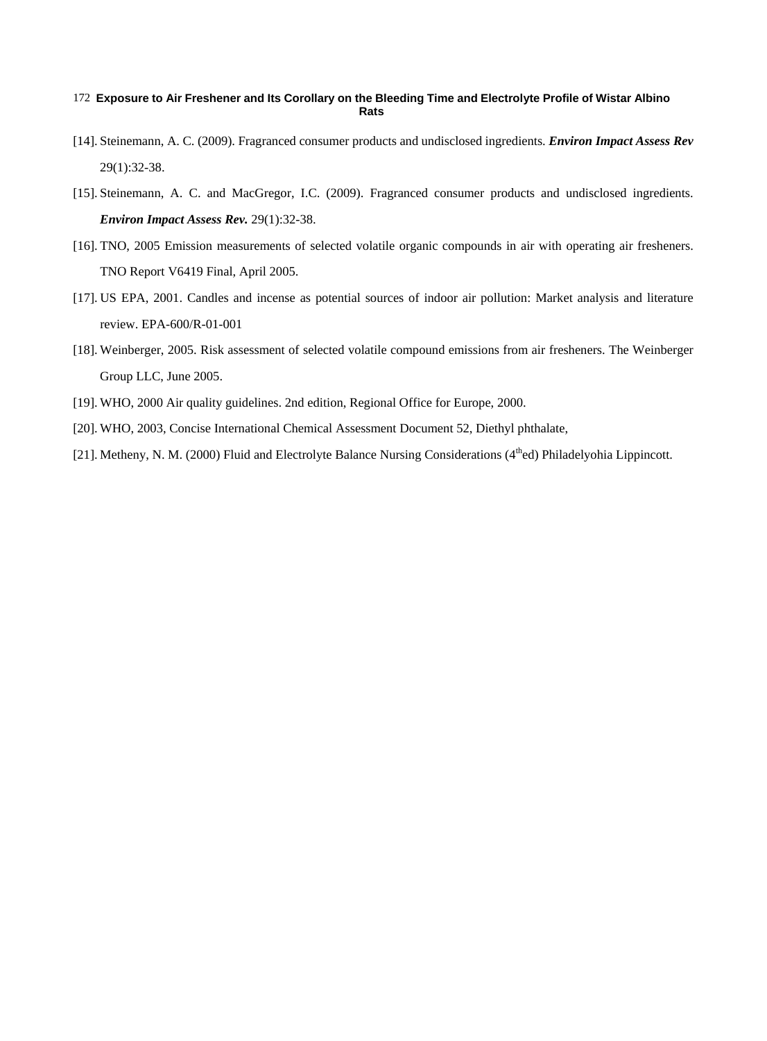[14]. Steinemann, A. C. (2009). Fragranced consumer products and undisclosed ingredients. ***Environ Impact Assess Rev*** 29(1):32-38.

[15]. Steinemann, A. C. and MacGregor, I.C. (2009). Fragranced consumer products and undisclosed ingredients. ***Environ Impact Assess Rev.*** 29(1):32-38.

[16]. TNO, 2005 Emission measurements of selected volatile organic compounds in air with operating air fresheners. TNO Report V6419 Final, April 2005.

[17]. US EPA, 2001. Candles and incense as potential sources of indoor air pollution: Market analysis and literature review. EPA-600/R-01-001

[18]. Weinberger, 2005. Risk assessment of selected volatile compound emissions from air fresheners. The Weinberger Group LLC, June 2005.

[19]. WHO, 2000 Air quality guidelines. 2nd edition, Regional Office for Europe, 2000.

[20]. WHO, 2003, Concise International Chemical Assessment Document 52, Diethyl phthalate,

[21]. Metheny, N. M. (2000) Fluid and Electrolyte Balance Nursing Considerations (4$^{th}$ed) Philadelyohia Lippincott.